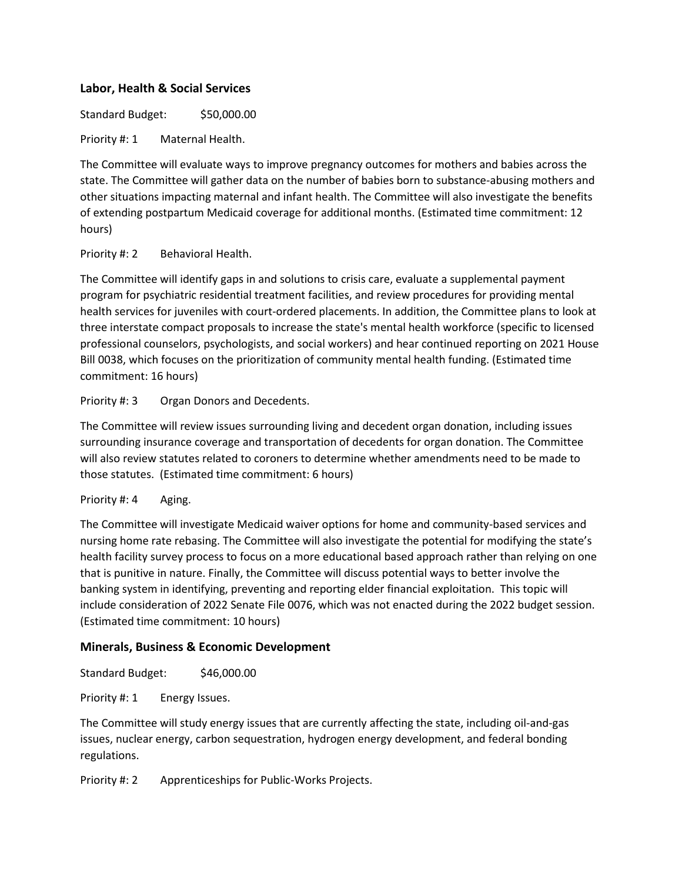## Labor, Health & Social Services

Standard Budget: $50,000.00

Priority #: 1 Maternal Health.

The Committee will evaluate ways to improve pregnancy outcomes for mothers and babies across the state. The Committee will gather data on the number of babies born to substance-abusing mothers and other situations impacting maternal and infant health. The Committee will also investigate the benefits of extending postpartum Medicaid coverage for additional months. (Estimated time commitment: 12 hours)

Priority #: 2 Behavioral Health.

The Committee will identify gaps in and solutions to crisis care, evaluate a supplemental payment program for psychiatric residential treatment facilities, and review procedures for providing mental health services for juveniles with court-ordered placements. In addition, the Committee plans to look at three interstate compact proposals to increase the state's mental health workforce (specific to licensed professional counselors, psychologists, and social workers) and hear continued reporting on 2021 House Bill 0038, which focuses on the prioritization of community mental health funding. (Estimated time commitment: 16 hours)

Priority #: 3 Organ Donors and Decedents.

The Committee will review issues surrounding living and decedent organ donation, including issues surrounding insurance coverage and transportation of decedents for organ donation. The Committee will also review statutes related to coroners to determine whether amendments need to be made to those statutes. (Estimated time commitment: 6 hours)

Priority #: 4 Aging.

The Committee will investigate Medicaid waiver options for home and community-based services and nursing home rate rebasing. The Committee will also investigate the potential for modifying the state's health facility survey process to focus on a more educational based approach rather than relying on one that is punitive in nature. Finally, the Committee will discuss potential ways to better involve the banking system in identifying, preventing and reporting elder financial exploitation. This topic will include consideration of 2022 Senate File 0076, which was not enacted during the 2022 budget session. (Estimated time commitment: 10 hours)

## Minerals, Business & Economic Development

Standard Budget: $46,000.00

Priority #: 1 Energy Issues.

The Committee will study energy issues that are currently affecting the state, including oil-and-gas issues, nuclear energy, carbon sequestration, hydrogen energy development, and federal bonding regulations.

Priority #: 2 Apprenticeships for Public-Works Projects.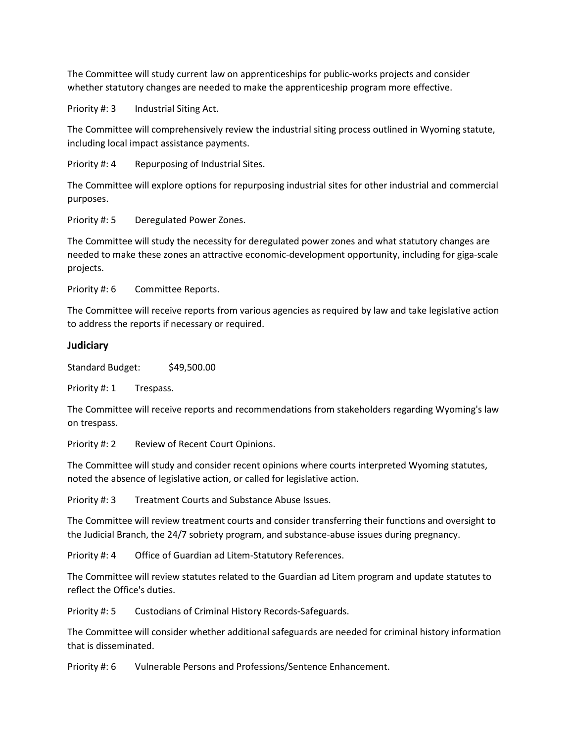The Committee will study current law on apprenticeships for public-works projects and consider whether statutory changes are needed to make the apprenticeship program more effective.

Priority #: 3 Industrial Siting Act.

The Committee will comprehensively review the industrial siting process outlined in Wyoming statute, including local impact assistance payments.

Priority #: 4 Repurposing of Industrial Sites.

The Committee will explore options for repurposing industrial sites for other industrial and commercial purposes.

Priority #: 5 Deregulated Power Zones.

The Committee will study the necessity for deregulated power zones and what statutory changes are needed to make these zones an attractive economic-development opportunity, including for giga-scale projects.

Priority #: 6 Committee Reports.

The Committee will receive reports from various agencies as required by law and take legislative action to address the reports if necessary or required.

### Judiciary

Standard Budget: $49,500.00

Priority #: 1 Trespass.

The Committee will receive reports and recommendations from stakeholders regarding Wyoming's law on trespass.

Priority #: 2 Review of Recent Court Opinions.

The Committee will study and consider recent opinions where courts interpreted Wyoming statutes, noted the absence of legislative action, or called for legislative action.

Priority #: 3 Treatment Courts and Substance Abuse Issues.

The Committee will review treatment courts and consider transferring their functions and oversight to the Judicial Branch, the 24/7 sobriety program, and substance-abuse issues during pregnancy.

Priority #: 4 Office of Guardian ad Litem-Statutory References.

The Committee will review statutes related to the Guardian ad Litem program and update statutes to reflect the Office's duties.

Priority #: 5 Custodians of Criminal History Records-Safeguards.

The Committee will consider whether additional safeguards are needed for criminal history information that is disseminated.

Priority #: 6 Vulnerable Persons and Professions/Sentence Enhancement.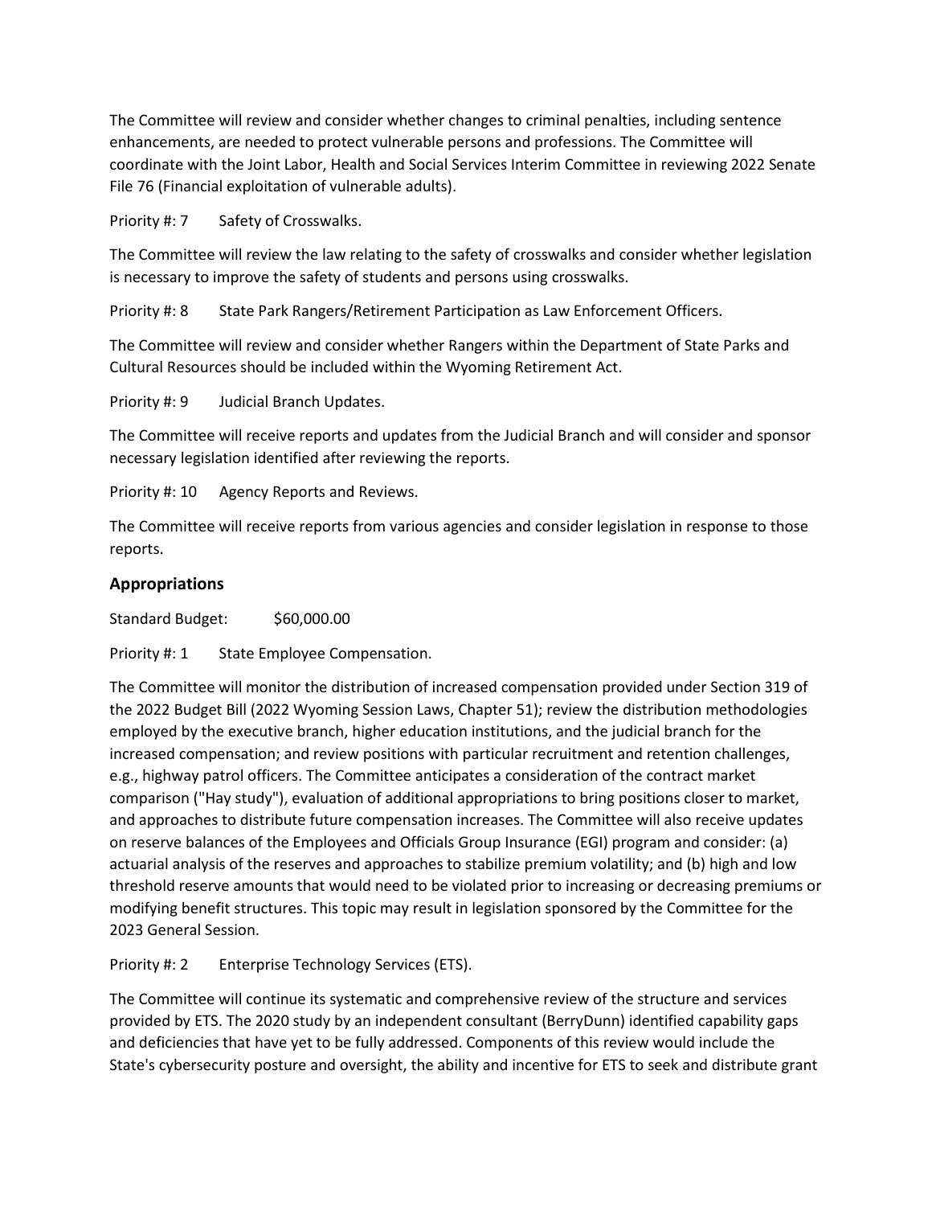The Committee will review and consider whether changes to criminal penalties, including sentence enhancements, are needed to protect vulnerable persons and professions. The Committee will coordinate with the Joint Labor, Health and Social Services Interim Committee in reviewing 2022 Senate File 76 (Financial exploitation of vulnerable adults).

Priority #: 7 Safety of Crosswalks.

The Committee will review the law relating to the safety of crosswalks and consider whether legislation is necessary to improve the safety of students and persons using crosswalks.

Priority #: 8 State Park Rangers/Retirement Participation as Law Enforcement Officers.

The Committee will review and consider whether Rangers within the Department of State Parks and Cultural Resources should be included within the Wyoming Retirement Act.

Priority #: 9 Judicial Branch Updates.

The Committee will receive reports and updates from the Judicial Branch and will consider and sponsor necessary legislation identified after reviewing the reports.

Priority #: 10 Agency Reports and Reviews.

The Committee will receive reports from various agencies and consider legislation in response to those reports.

### Appropriations

Standard Budget: $60,000.00

Priority #: 1 State Employee Compensation.

The Committee will monitor the distribution of increased compensation provided under Section 319 of the 2022 Budget Bill (2022 Wyoming Session Laws, Chapter 51); review the distribution methodologies employed by the executive branch, higher education institutions, and the judicial branch for the increased compensation; and review positions with particular recruitment and retention challenges, e.g., highway patrol officers. The Committee anticipates a consideration of the contract market comparison ("Hay study"), evaluation of additional appropriations to bring positions closer to market, and approaches to distribute future compensation increases. The Committee will also receive updates on reserve balances of the Employees and Officials Group Insurance (EGI) program and consider: (a) actuarial analysis of the reserves and approaches to stabilize premium volatility; and (b) high and low threshold reserve amounts that would need to be violated prior to increasing or decreasing premiums or modifying benefit structures. This topic may result in legislation sponsored by the Committee for the 2023 General Session.

Priority #: 2 Enterprise Technology Services (ETS).

The Committee will continue its systematic and comprehensive review of the structure and services provided by ETS. The 2020 study by an independent consultant (BerryDunn) identified capability gaps and deficiencies that have yet to be fully addressed. Components of this review would include the State's cybersecurity posture and oversight, the ability and incentive for ETS to seek and distribute grant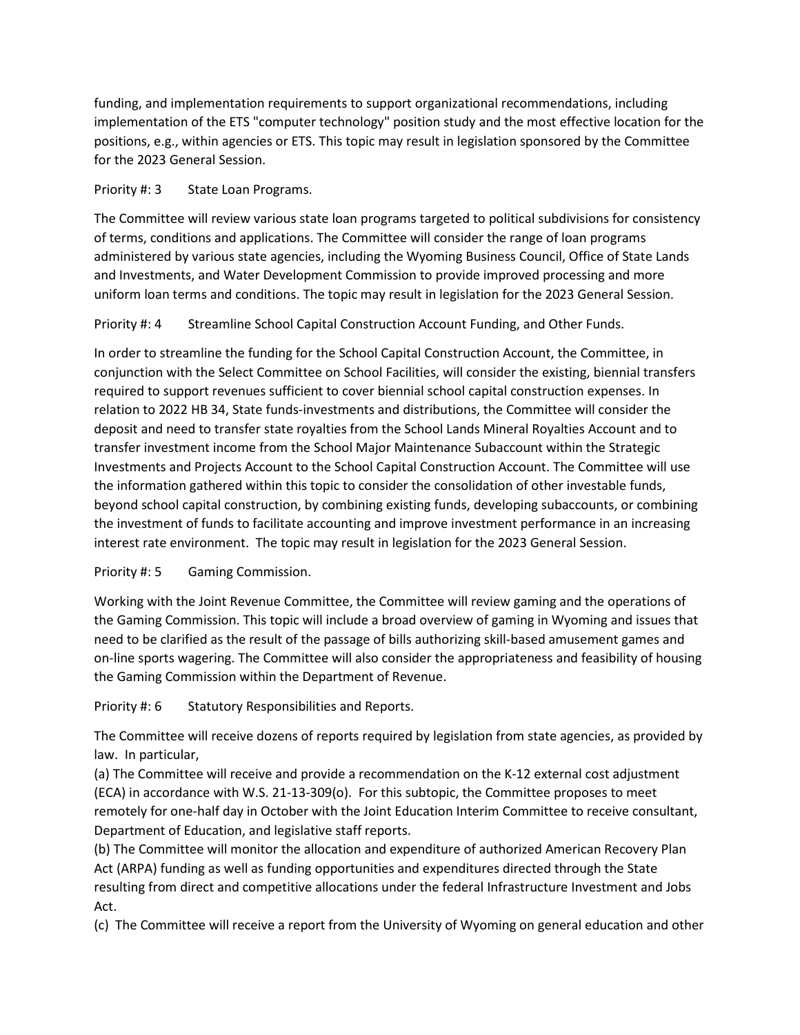funding, and implementation requirements to support organizational recommendations, including implementation of the ETS "computer technology" position study and the most effective location for the positions, e.g., within agencies or ETS. This topic may result in legislation sponsored by the Committee for the 2023 General Session.

Priority #: 3 State Loan Programs.

The Committee will review various state loan programs targeted to political subdivisions for consistency of terms, conditions and applications. The Committee will consider the range of loan programs administered by various state agencies, including the Wyoming Business Council, Office of State Lands and Investments, and Water Development Commission to provide improved processing and more uniform loan terms and conditions. The topic may result in legislation for the 2023 General Session.

Priority #: 4 Streamline School Capital Construction Account Funding, and Other Funds.

In order to streamline the funding for the School Capital Construction Account, the Committee, in conjunction with the Select Committee on School Facilities, will consider the existing, biennial transfers required to support revenues sufficient to cover biennial school capital construction expenses. In relation to 2022 HB 34, State funds-investments and distributions, the Committee will consider the deposit and need to transfer state royalties from the School Lands Mineral Royalties Account and to transfer investment income from the School Major Maintenance Subaccount within the Strategic Investments and Projects Account to the School Capital Construction Account. The Committee will use the information gathered within this topic to consider the consolidation of other investable funds, beyond school capital construction, by combining existing funds, developing subaccounts, or combining the investment of funds to facilitate accounting and improve investment performance in an increasing interest rate environment. The topic may result in legislation for the 2023 General Session.

Priority #: 5 Gaming Commission.

Working with the Joint Revenue Committee, the Committee will review gaming and the operations of the Gaming Commission. This topic will include a broad overview of gaming in Wyoming and issues that need to be clarified as the result of the passage of bills authorizing skill-based amusement games and on-line sports wagering. The Committee will also consider the appropriateness and feasibility of housing the Gaming Commission within the Department of Revenue.

Priority #: 6 Statutory Responsibilities and Reports.

The Committee will receive dozens of reports required by legislation from state agencies, as provided by law. In particular,

(a) The Committee will receive and provide a recommendation on the K-12 external cost adjustment (ECA) in accordance with W.S. 21-13-309(o). For this subtopic, the Committee proposes to meet remotely for one-half day in October with the Joint Education Interim Committee to receive consultant, Department of Education, and legislative staff reports.

(b) The Committee will monitor the allocation and expenditure of authorized American Recovery Plan Act (ARPA) funding as well as funding opportunities and expenditures directed through the State resulting from direct and competitive allocations under the federal Infrastructure Investment and Jobs Act.

(c) The Committee will receive a report from the University of Wyoming on general education and other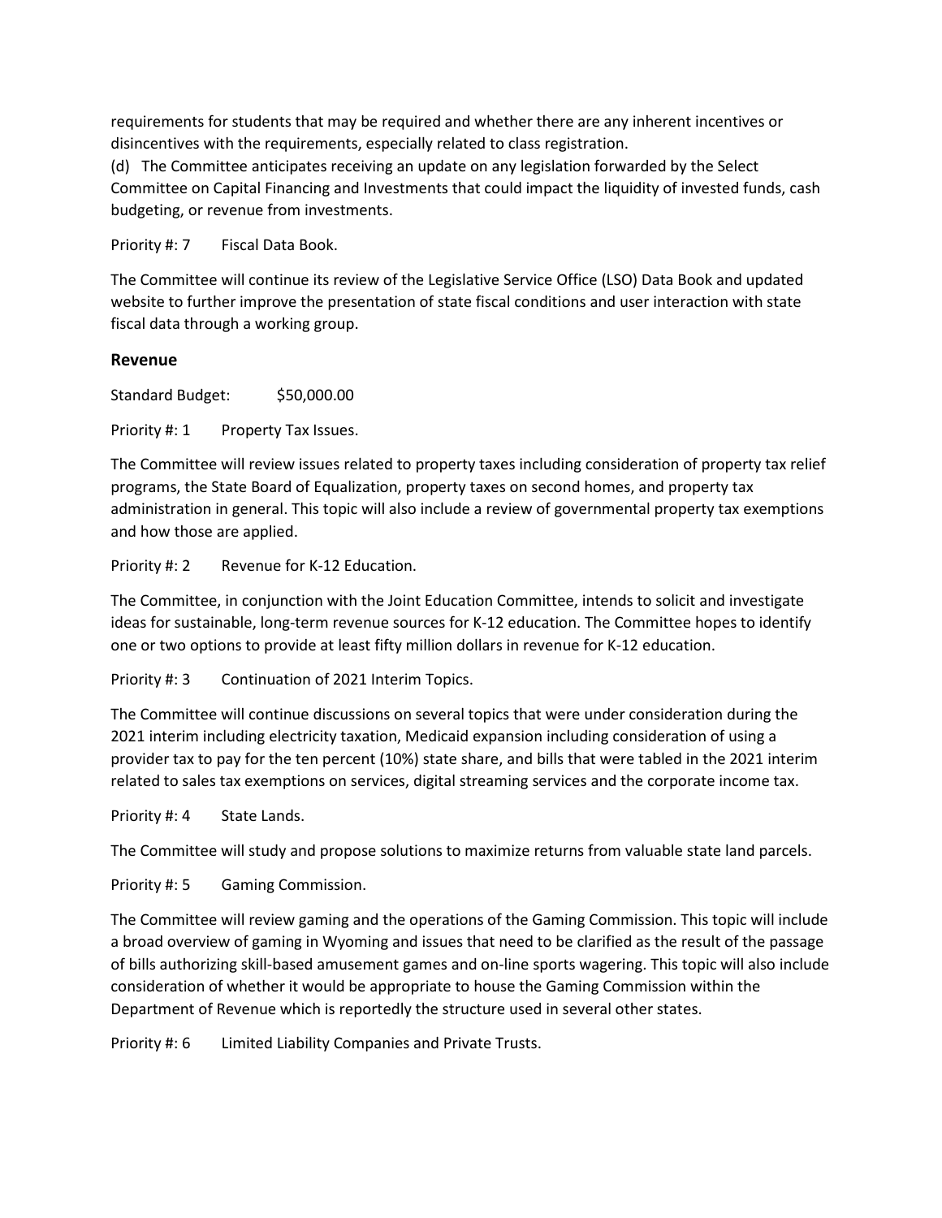requirements for students that may be required and whether there are any inherent incentives or disincentives with the requirements, especially related to class registration.

(d) The Committee anticipates receiving an update on any legislation forwarded by the Select Committee on Capital Financing and Investments that could impact the liquidity of invested funds, cash budgeting, or revenue from investments.

Priority #: 7 Fiscal Data Book.

The Committee will continue its review of the Legislative Service Office (LSO) Data Book and updated website to further improve the presentation of state fiscal conditions and user interaction with state fiscal data through a working group.

### Revenue

Standard Budget: $50,000.00

Priority #: 1 Property Tax Issues.

The Committee will review issues related to property taxes including consideration of property tax relief programs, the State Board of Equalization, property taxes on second homes, and property tax administration in general. This topic will also include a review of governmental property tax exemptions and how those are applied.

Priority #: 2 Revenue for K-12 Education.

The Committee, in conjunction with the Joint Education Committee, intends to solicit and investigate ideas for sustainable, long-term revenue sources for K-12 education. The Committee hopes to identify one or two options to provide at least fifty million dollars in revenue for K-12 education.

Priority #: 3 Continuation of 2021 Interim Topics.

The Committee will continue discussions on several topics that were under consideration during the 2021 interim including electricity taxation, Medicaid expansion including consideration of using a provider tax to pay for the ten percent (10%) state share, and bills that were tabled in the 2021 interim related to sales tax exemptions on services, digital streaming services and the corporate income tax.

Priority #: 4 State Lands.

The Committee will study and propose solutions to maximize returns from valuable state land parcels.

Priority #: 5 Gaming Commission.

The Committee will review gaming and the operations of the Gaming Commission. This topic will include a broad overview of gaming in Wyoming and issues that need to be clarified as the result of the passage of bills authorizing skill-based amusement games and on-line sports wagering. This topic will also include consideration of whether it would be appropriate to house the Gaming Commission within the Department of Revenue which is reportedly the structure used in several other states.

Priority #: 6 Limited Liability Companies and Private Trusts.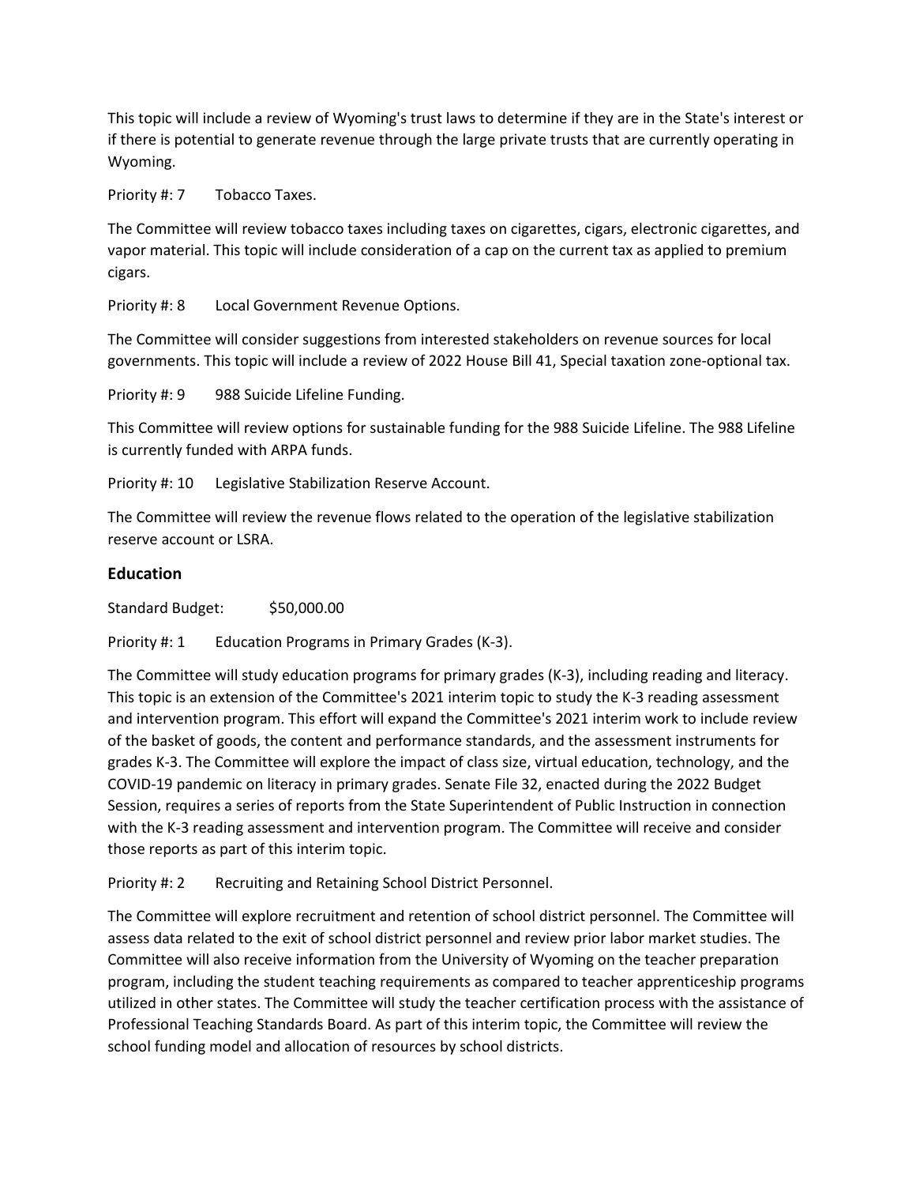This topic will include a review of Wyoming's trust laws to determine if they are in the State's interest or if there is potential to generate revenue through the large private trusts that are currently operating in Wyoming.

Priority #: 7 Tobacco Taxes.

The Committee will review tobacco taxes including taxes on cigarettes, cigars, electronic cigarettes, and vapor material. This topic will include consideration of a cap on the current tax as applied to premium cigars.

Priority #: 8 Local Government Revenue Options.

The Committee will consider suggestions from interested stakeholders on revenue sources for local governments. This topic will include a review of 2022 House Bill 41, Special taxation zone-optional tax.

Priority #: 9 988 Suicide Lifeline Funding.

This Committee will review options for sustainable funding for the 988 Suicide Lifeline. The 988 Lifeline is currently funded with ARPA funds.

Priority #: 10 Legislative Stabilization Reserve Account.

The Committee will review the revenue flows related to the operation of the legislative stabilization reserve account or LSRA.

### Education

Standard Budget: $50,000.00

Priority #: 1 Education Programs in Primary Grades (K-3).

The Committee will study education programs for primary grades (K-3), including reading and literacy. This topic is an extension of the Committee's 2021 interim topic to study the K-3 reading assessment and intervention program. This effort will expand the Committee's 2021 interim work to include review of the basket of goods, the content and performance standards, and the assessment instruments for grades K-3. The Committee will explore the impact of class size, virtual education, technology, and the COVID-19 pandemic on literacy in primary grades. Senate File 32, enacted during the 2022 Budget Session, requires a series of reports from the State Superintendent of Public Instruction in connection with the K-3 reading assessment and intervention program. The Committee will receive and consider those reports as part of this interim topic.

Priority #: 2 Recruiting and Retaining School District Personnel.

The Committee will explore recruitment and retention of school district personnel. The Committee will assess data related to the exit of school district personnel and review prior labor market studies. The Committee will also receive information from the University of Wyoming on the teacher preparation program, including the student teaching requirements as compared to teacher apprenticeship programs utilized in other states. The Committee will study the teacher certification process with the assistance of Professional Teaching Standards Board. As part of this interim topic, the Committee will review the school funding model and allocation of resources by school districts.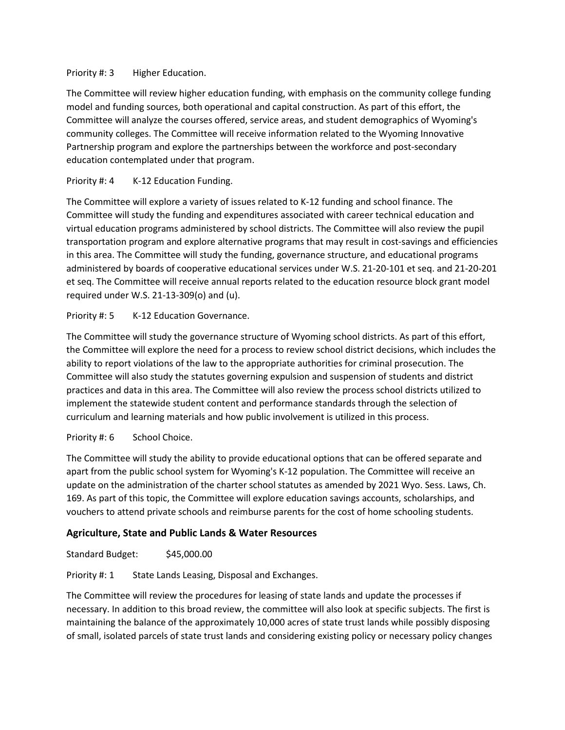Priority #: 3 Higher Education.

The Committee will review higher education funding, with emphasis on the community college funding model and funding sources, both operational and capital construction. As part of this effort, the Committee will analyze the courses offered, service areas, and student demographics of Wyoming's community colleges. The Committee will receive information related to the Wyoming Innovative Partnership program and explore the partnerships between the workforce and post-secondary education contemplated under that program.

Priority #: 4 K-12 Education Funding.

The Committee will explore a variety of issues related to K-12 funding and school finance. The Committee will study the funding and expenditures associated with career technical education and virtual education programs administered by school districts. The Committee will also review the pupil transportation program and explore alternative programs that may result in cost-savings and efficiencies in this area. The Committee will study the funding, governance structure, and educational programs administered by boards of cooperative educational services under W.S. 21-20-101 et seq. and 21-20-201 et seq. The Committee will receive annual reports related to the education resource block grant model required under W.S. 21-13-309(o) and (u).

Priority #: 5 K-12 Education Governance.

The Committee will study the governance structure of Wyoming school districts. As part of this effort, the Committee will explore the need for a process to review school district decisions, which includes the ability to report violations of the law to the appropriate authorities for criminal prosecution. The Committee will also study the statutes governing expulsion and suspension of students and district practices and data in this area. The Committee will also review the process school districts utilized to implement the statewide student content and performance standards through the selection of curriculum and learning materials and how public involvement is utilized in this process.

Priority #: 6 School Choice.

The Committee will study the ability to provide educational options that can be offered separate and apart from the public school system for Wyoming's K-12 population. The Committee will receive an update on the administration of the charter school statutes as amended by 2021 Wyo. Sess. Laws, Ch. 169. As part of this topic, the Committee will explore education savings accounts, scholarships, and vouchers to attend private schools and reimburse parents for the cost of home schooling students.

### Agriculture, State and Public Lands & Water Resources

Standard Budget: $45,000.00

Priority #: 1 State Lands Leasing, Disposal and Exchanges.

The Committee will review the procedures for leasing of state lands and update the processes if necessary. In addition to this broad review, the committee will also look at specific subjects. The first is maintaining the balance of the approximately 10,000 acres of state trust lands while possibly disposing of small, isolated parcels of state trust lands and considering existing policy or necessary policy changes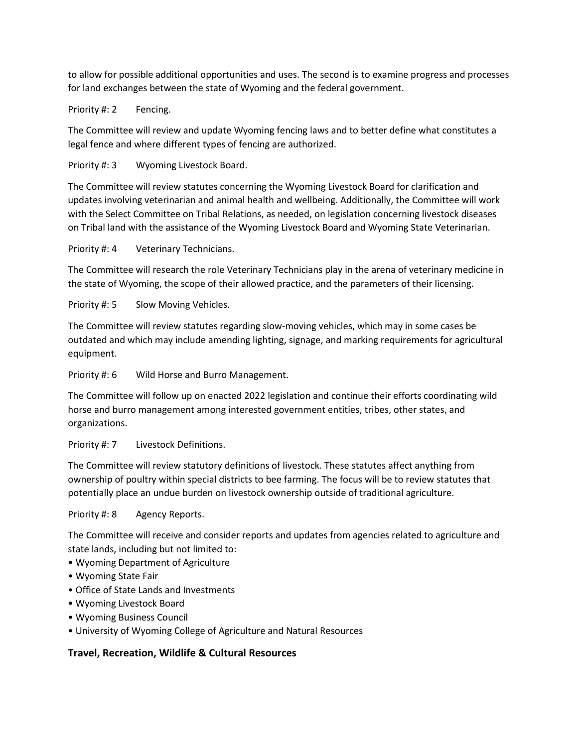to allow for possible additional opportunities and uses. The second is to examine progress and processes for land exchanges between the state of Wyoming and the federal government.

Priority #: 2 Fencing.

The Committee will review and update Wyoming fencing laws and to better define what constitutes a legal fence and where different types of fencing are authorized.

Priority #: 3 Wyoming Livestock Board.

The Committee will review statutes concerning the Wyoming Livestock Board for clarification and updates involving veterinarian and animal health and wellbeing. Additionally, the Committee will work with the Select Committee on Tribal Relations, as needed, on legislation concerning livestock diseases on Tribal land with the assistance of the Wyoming Livestock Board and Wyoming State Veterinarian.

Priority #: 4 Veterinary Technicians.

The Committee will research the role Veterinary Technicians play in the arena of veterinary medicine in the state of Wyoming, the scope of their allowed practice, and the parameters of their licensing.

Priority #: 5 Slow Moving Vehicles.

The Committee will review statutes regarding slow-moving vehicles, which may in some cases be outdated and which may include amending lighting, signage, and marking requirements for agricultural equipment.

Priority #: 6 Wild Horse and Burro Management.

The Committee will follow up on enacted 2022 legislation and continue their efforts coordinating wild horse and burro management among interested government entities, tribes, other states, and organizations.

Priority #: 7 Livestock Definitions.

The Committee will review statutory definitions of livestock. These statutes affect anything from ownership of poultry within special districts to bee farming. The focus will be to review statutes that potentially place an undue burden on livestock ownership outside of traditional agriculture.

Priority #: 8 Agency Reports.

The Committee will receive and consider reports and updates from agencies related to agriculture and state lands, including but not limited to:

- Wyoming Department of Agriculture
- Wyoming State Fair
- Office of State Lands and Investments
- Wyoming Livestock Board
- Wyoming Business Council
- University of Wyoming College of Agriculture and Natural Resources

## Travel, Recreation, Wildlife & Cultural Resources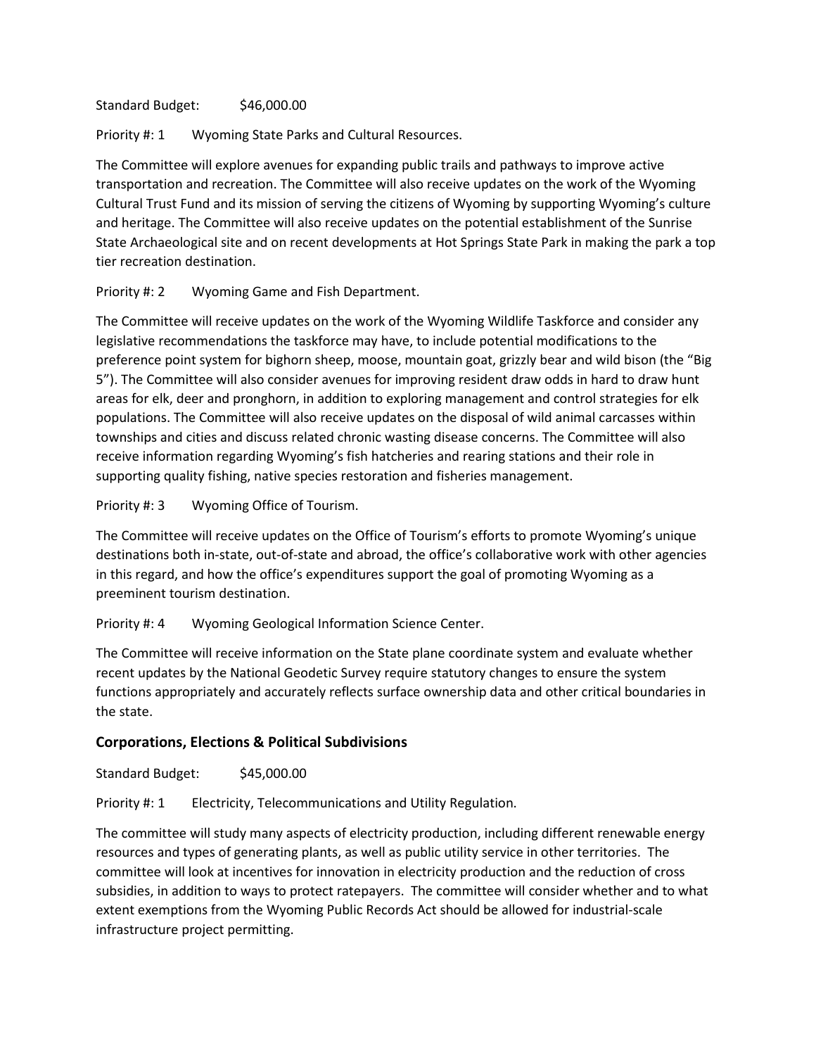Standard Budget: $46,000.00

Priority #: 1 Wyoming State Parks and Cultural Resources.

The Committee will explore avenues for expanding public trails and pathways to improve active transportation and recreation. The Committee will also receive updates on the work of the Wyoming Cultural Trust Fund and its mission of serving the citizens of Wyoming by supporting Wyoming's culture and heritage. The Committee will also receive updates on the potential establishment of the Sunrise State Archaeological site and on recent developments at Hot Springs State Park in making the park a top tier recreation destination.

Priority #: 2 Wyoming Game and Fish Department.

The Committee will receive updates on the work of the Wyoming Wildlife Taskforce and consider any legislative recommendations the taskforce may have, to include potential modifications to the preference point system for bighorn sheep, moose, mountain goat, grizzly bear and wild bison (the "Big 5"). The Committee will also consider avenues for improving resident draw odds in hard to draw hunt areas for elk, deer and pronghorn, in addition to exploring management and control strategies for elk populations. The Committee will also receive updates on the disposal of wild animal carcasses within townships and cities and discuss related chronic wasting disease concerns. The Committee will also receive information regarding Wyoming's fish hatcheries and rearing stations and their role in supporting quality fishing, native species restoration and fisheries management.

Priority #: 3 Wyoming Office of Tourism.

The Committee will receive updates on the Office of Tourism's efforts to promote Wyoming's unique destinations both in-state, out-of-state and abroad, the office's collaborative work with other agencies in this regard, and how the office's expenditures support the goal of promoting Wyoming as a preeminent tourism destination.

Priority #: 4 Wyoming Geological Information Science Center.

The Committee will receive information on the State plane coordinate system and evaluate whether recent updates by the National Geodetic Survey require statutory changes to ensure the system functions appropriately and accurately reflects surface ownership data and other critical boundaries in the state.

### Corporations, Elections & Political Subdivisions

Standard Budget: $45,000.00

Priority #: 1 Electricity, Telecommunications and Utility Regulation.

The committee will study many aspects of electricity production, including different renewable energy resources and types of generating plants, as well as public utility service in other territories. The committee will look at incentives for innovation in electricity production and the reduction of cross subsidies, in addition to ways to protect ratepayers. The committee will consider whether and to what extent exemptions from the Wyoming Public Records Act should be allowed for industrial-scale infrastructure project permitting.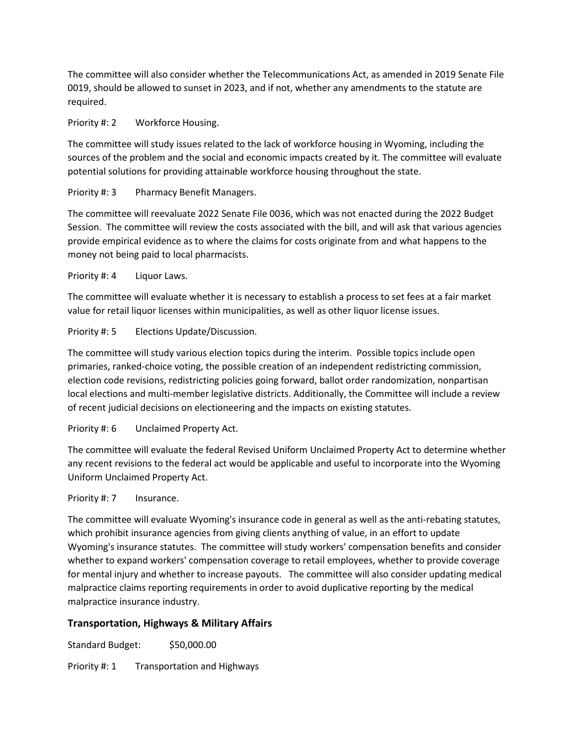The committee will also consider whether the Telecommunications Act, as amended in 2019 Senate File 0019, should be allowed to sunset in 2023, and if not, whether any amendments to the statute are required.

Priority #: 2 Workforce Housing.

The committee will study issues related to the lack of workforce housing in Wyoming, including the sources of the problem and the social and economic impacts created by it. The committee will evaluate potential solutions for providing attainable workforce housing throughout the state.

Priority #: 3 Pharmacy Benefit Managers.

The committee will reevaluate 2022 Senate File 0036, which was not enacted during the 2022 Budget Session. The committee will review the costs associated with the bill, and will ask that various agencies provide empirical evidence as to where the claims for costs originate from and what happens to the money not being paid to local pharmacists.

Priority #: 4 Liquor Laws.

The committee will evaluate whether it is necessary to establish a process to set fees at a fair market value for retail liquor licenses within municipalities, as well as other liquor license issues.

Priority #: 5 Elections Update/Discussion.

The committee will study various election topics during the interim. Possible topics include open primaries, ranked-choice voting, the possible creation of an independent redistricting commission, election code revisions, redistricting policies going forward, ballot order randomization, nonpartisan local elections and multi-member legislative districts. Additionally, the Committee will include a review of recent judicial decisions on electioneering and the impacts on existing statutes.

Priority #: 6 Unclaimed Property Act.

The committee will evaluate the federal Revised Uniform Unclaimed Property Act to determine whether any recent revisions to the federal act would be applicable and useful to incorporate into the Wyoming Uniform Unclaimed Property Act.

Priority #: 7 Insurance.

The committee will evaluate Wyoming's insurance code in general as well as the anti-rebating statutes, which prohibit insurance agencies from giving clients anything of value, in an effort to update Wyoming's insurance statutes. The committee will study workers' compensation benefits and consider whether to expand workers' compensation coverage to retail employees, whether to provide coverage for mental injury and whether to increase payouts. The committee will also consider updating medical malpractice claims reporting requirements in order to avoid duplicative reporting by the medical malpractice insurance industry.

### Transportation, Highways & Military Affairs

Standard Budget: $50,000.00

Priority #: 1 Transportation and Highways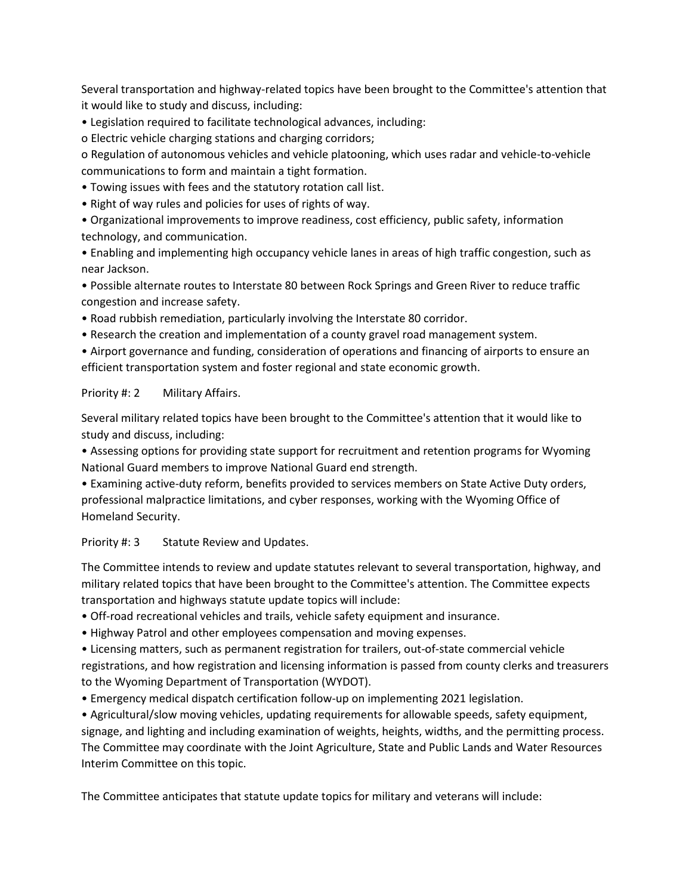Several transportation and highway-related topics have been brought to the Committee's attention that it would like to study and discuss, including:

- Legislation required to facilitate technological advances, including:
  - Electric vehicle charging stations and charging corridors;
  - Regulation of autonomous vehicles and vehicle platooning, which uses radar and vehicle-to-vehicle communications to form and maintain a tight formation.
- Towing issues with fees and the statutory rotation call list.
- Right of way rules and policies for uses of rights of way.
- Organizational improvements to improve readiness, cost efficiency, public safety, information technology, and communication.
- Enabling and implementing high occupancy vehicle lanes in areas of high traffic congestion, such as near Jackson.
- Possible alternate routes to Interstate 80 between Rock Springs and Green River to reduce traffic congestion and increase safety.
- Road rubbish remediation, particularly involving the Interstate 80 corridor.
- Research the creation and implementation of a county gravel road management system.
- Airport governance and funding, consideration of operations and financing of airports to ensure an efficient transportation system and foster regional and state economic growth.

Priority #: 2 Military Affairs.

Several military related topics have been brought to the Committee's attention that it would like to study and discuss, including:

- Assessing options for providing state support for recruitment and retention programs for Wyoming National Guard members to improve National Guard end strength.
- Examining active-duty reform, benefits provided to services members on State Active Duty orders, professional malpractice limitations, and cyber responses, working with the Wyoming Office of Homeland Security.

Priority #: 3 Statute Review and Updates.

The Committee intends to review and update statutes relevant to several transportation, highway, and military related topics that have been brought to the Committee's attention. The Committee expects transportation and highways statute update topics will include:

- Off-road recreational vehicles and trails, vehicle safety equipment and insurance.
- Highway Patrol and other employees compensation and moving expenses.
- Licensing matters, such as permanent registration for trailers, out-of-state commercial vehicle registrations, and how registration and licensing information is passed from county clerks and treasurers to the Wyoming Department of Transportation (WYDOT).
- Emergency medical dispatch certification follow-up on implementing 2021 legislation.
- Agricultural/slow moving vehicles, updating requirements for allowable speeds, safety equipment, signage, and lighting and including examination of weights, heights, widths, and the permitting process. The Committee may coordinate with the Joint Agriculture, State and Public Lands and Water Resources Interim Committee on this topic.

The Committee anticipates that statute update topics for military and veterans will include: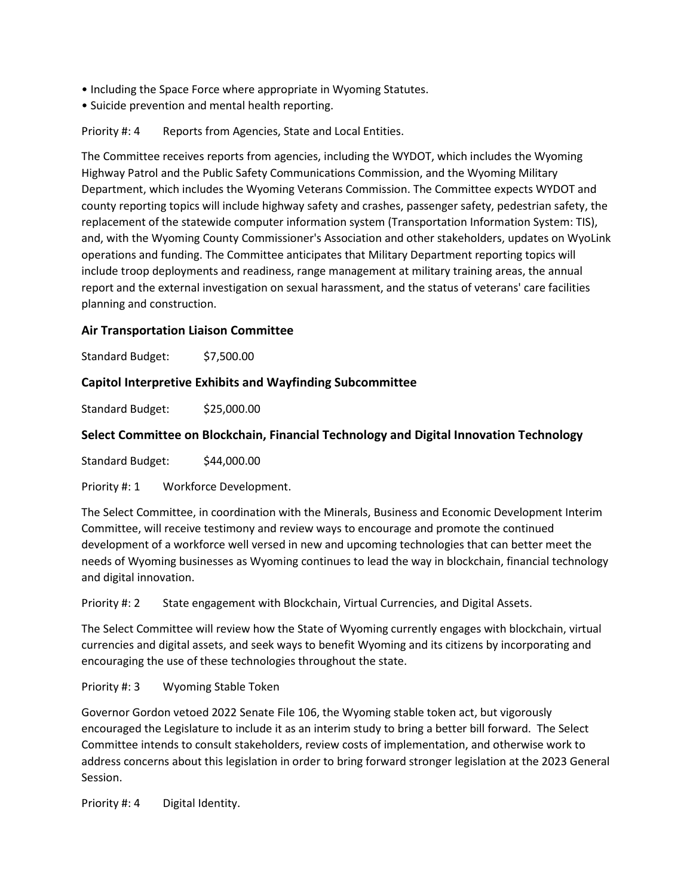• Including the Space Force where appropriate in Wyoming Statutes.
• Suicide prevention and mental health reporting.

Priority #: 4 Reports from Agencies, State and Local Entities.

The Committee receives reports from agencies, including the WYDOT, which includes the Wyoming Highway Patrol and the Public Safety Communications Commission, and the Wyoming Military Department, which includes the Wyoming Veterans Commission. The Committee expects WYDOT and county reporting topics will include highway safety and crashes, passenger safety, pedestrian safety, the replacement of the statewide computer information system (Transportation Information System: TIS), and, with the Wyoming County Commissioner's Association and other stakeholders, updates on WyoLink operations and funding. The Committee anticipates that Military Department reporting topics will include troop deployments and readiness, range management at military training areas, the annual report and the external investigation on sexual harassment, and the status of veterans' care facilities planning and construction.

### Air Transportation Liaison Committee

Standard Budget: $7,500.00

### Capitol Interpretive Exhibits and Wayfinding Subcommittee

Standard Budget: $25,000.00

### Select Committee on Blockchain, Financial Technology and Digital Innovation Technology

Standard Budget: $44,000.00

Priority #: 1 Workforce Development.

The Select Committee, in coordination with the Minerals, Business and Economic Development Interim Committee, will receive testimony and review ways to encourage and promote the continued development of a workforce well versed in new and upcoming technologies that can better meet the needs of Wyoming businesses as Wyoming continues to lead the way in blockchain, financial technology and digital innovation.

Priority #: 2 State engagement with Blockchain, Virtual Currencies, and Digital Assets.

The Select Committee will review how the State of Wyoming currently engages with blockchain, virtual currencies and digital assets, and seek ways to benefit Wyoming and its citizens by incorporating and encouraging the use of these technologies throughout the state.

Priority #: 3 Wyoming Stable Token

Governor Gordon vetoed 2022 Senate File 106, the Wyoming stable token act, but vigorously encouraged the Legislature to include it as an interim study to bring a better bill forward. The Select Committee intends to consult stakeholders, review costs of implementation, and otherwise work to address concerns about this legislation in order to bring forward stronger legislation at the 2023 General Session.

Priority #: 4 Digital Identity.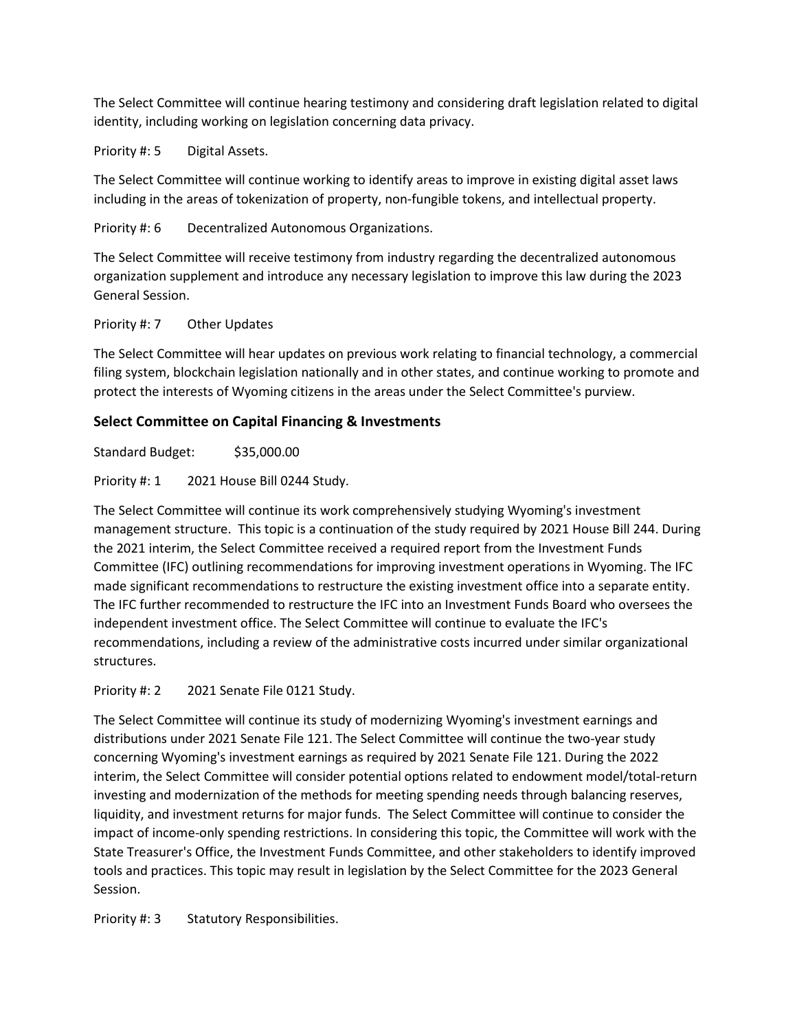The Select Committee will continue hearing testimony and considering draft legislation related to digital identity, including working on legislation concerning data privacy.

Priority #: 5 Digital Assets.

The Select Committee will continue working to identify areas to improve in existing digital asset laws including in the areas of tokenization of property, non-fungible tokens, and intellectual property.

Priority #: 6 Decentralized Autonomous Organizations.

The Select Committee will receive testimony from industry regarding the decentralized autonomous organization supplement and introduce any necessary legislation to improve this law during the 2023 General Session.

Priority #: 7 Other Updates

The Select Committee will hear updates on previous work relating to financial technology, a commercial filing system, blockchain legislation nationally and in other states, and continue working to promote and protect the interests of Wyoming citizens in the areas under the Select Committee's purview.

### Select Committee on Capital Financing & Investments

Standard Budget: $35,000.00

Priority #: 1 2021 House Bill 0244 Study.

The Select Committee will continue its work comprehensively studying Wyoming's investment management structure. This topic is a continuation of the study required by 2021 House Bill 244. During the 2021 interim, the Select Committee received a required report from the Investment Funds Committee (IFC) outlining recommendations for improving investment operations in Wyoming. The IFC made significant recommendations to restructure the existing investment office into a separate entity. The IFC further recommended to restructure the IFC into an Investment Funds Board who oversees the independent investment office. The Select Committee will continue to evaluate the IFC's recommendations, including a review of the administrative costs incurred under similar organizational structures.

Priority #: 2 2021 Senate File 0121 Study.

The Select Committee will continue its study of modernizing Wyoming's investment earnings and distributions under 2021 Senate File 121. The Select Committee will continue the two-year study concerning Wyoming's investment earnings as required by 2021 Senate File 121. During the 2022 interim, the Select Committee will consider potential options related to endowment model/total-return investing and modernization of the methods for meeting spending needs through balancing reserves, liquidity, and investment returns for major funds. The Select Committee will continue to consider the impact of income-only spending restrictions. In considering this topic, the Committee will work with the State Treasurer's Office, the Investment Funds Committee, and other stakeholders to identify improved tools and practices. This topic may result in legislation by the Select Committee for the 2023 General Session.

Priority #: 3 Statutory Responsibilities.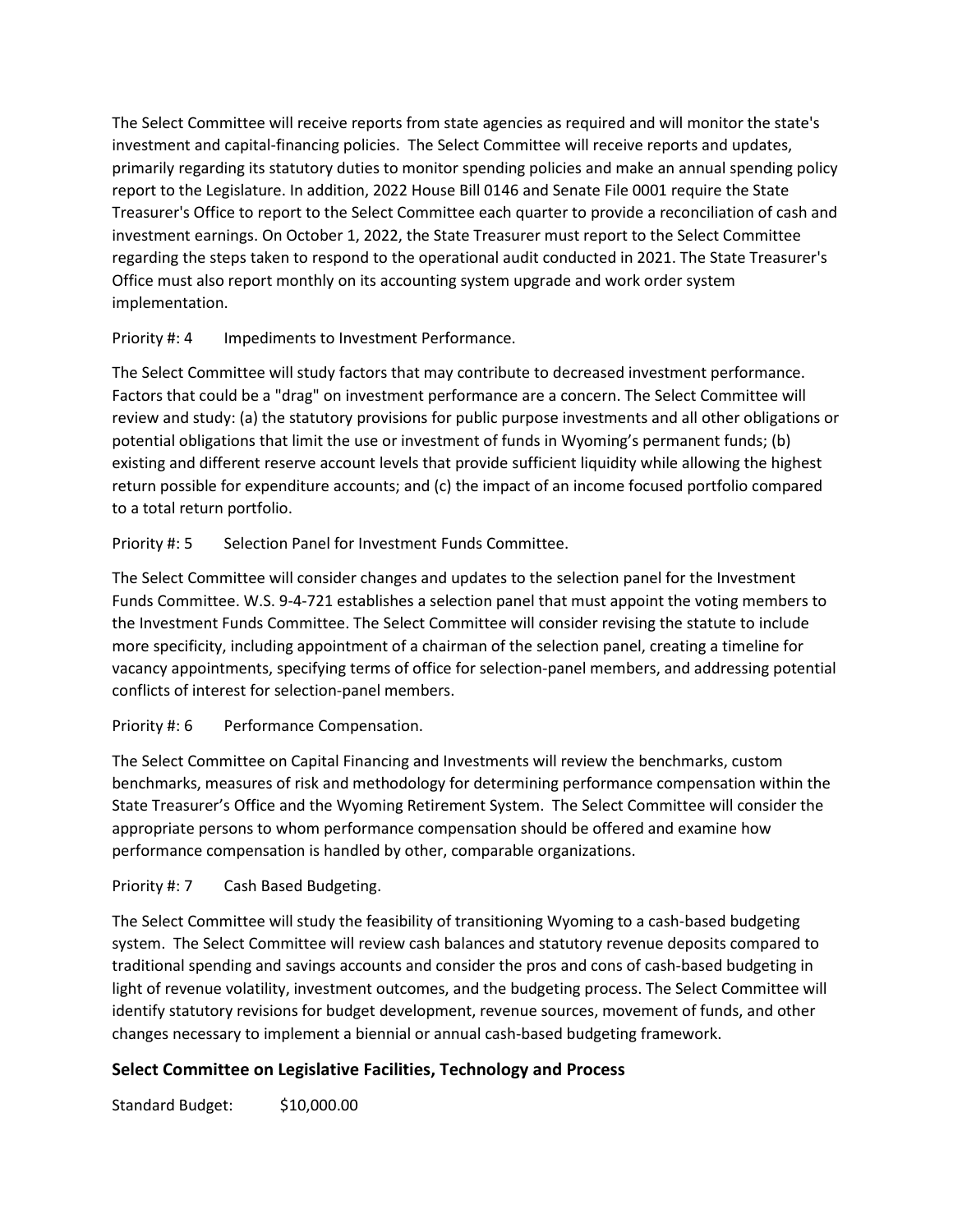The Select Committee will receive reports from state agencies as required and will monitor the state's investment and capital-financing policies. The Select Committee will receive reports and updates, primarily regarding its statutory duties to monitor spending policies and make an annual spending policy report to the Legislature. In addition, 2022 House Bill 0146 and Senate File 0001 require the State Treasurer's Office to report to the Select Committee each quarter to provide a reconciliation of cash and investment earnings. On October 1, 2022, the State Treasurer must report to the Select Committee regarding the steps taken to respond to the operational audit conducted in 2021. The State Treasurer's Office must also report monthly on its accounting system upgrade and work order system implementation.

Priority #: 4 Impediments to Investment Performance.

The Select Committee will study factors that may contribute to decreased investment performance. Factors that could be a "drag" on investment performance are a concern. The Select Committee will review and study: (a) the statutory provisions for public purpose investments and all other obligations or potential obligations that limit the use or investment of funds in Wyoming's permanent funds; (b) existing and different reserve account levels that provide sufficient liquidity while allowing the highest return possible for expenditure accounts; and (c) the impact of an income focused portfolio compared to a total return portfolio.

Priority #: 5 Selection Panel for Investment Funds Committee.

The Select Committee will consider changes and updates to the selection panel for the Investment Funds Committee. W.S. 9-4-721 establishes a selection panel that must appoint the voting members to the Investment Funds Committee. The Select Committee will consider revising the statute to include more specificity, including appointment of a chairman of the selection panel, creating a timeline for vacancy appointments, specifying terms of office for selection-panel members, and addressing potential conflicts of interest for selection-panel members.

Priority #: 6 Performance Compensation.

The Select Committee on Capital Financing and Investments will review the benchmarks, custom benchmarks, measures of risk and methodology for determining performance compensation within the State Treasurer's Office and the Wyoming Retirement System. The Select Committee will consider the appropriate persons to whom performance compensation should be offered and examine how performance compensation is handled by other, comparable organizations.

Priority #: 7 Cash Based Budgeting.

The Select Committee will study the feasibility of transitioning Wyoming to a cash-based budgeting system. The Select Committee will review cash balances and statutory revenue deposits compared to traditional spending and savings accounts and consider the pros and cons of cash-based budgeting in light of revenue volatility, investment outcomes, and the budgeting process. The Select Committee will identify statutory revisions for budget development, revenue sources, movement of funds, and other changes necessary to implement a biennial or annual cash-based budgeting framework.

### Select Committee on Legislative Facilities, Technology and Process

Standard Budget: $10,000.00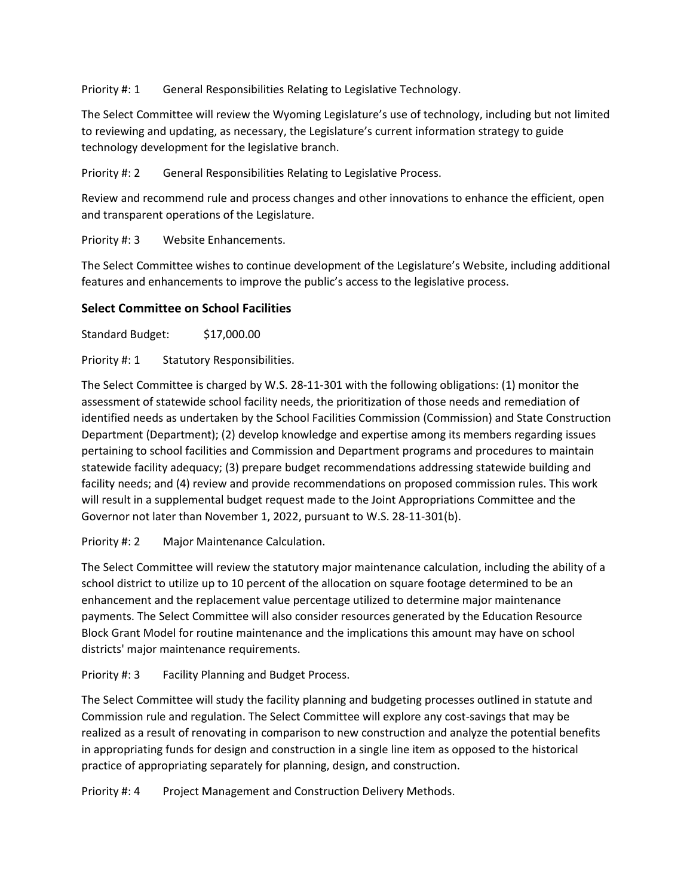Priority #: 1 General Responsibilities Relating to Legislative Technology.

The Select Committee will review the Wyoming Legislature's use of technology, including but not limited to reviewing and updating, as necessary, the Legislature's current information strategy to guide technology development for the legislative branch.

Priority #: 2 General Responsibilities Relating to Legislative Process.

Review and recommend rule and process changes and other innovations to enhance the efficient, open and transparent operations of the Legislature.

Priority #: 3 Website Enhancements.

The Select Committee wishes to continue development of the Legislature's Website, including additional features and enhancements to improve the public's access to the legislative process.

### Select Committee on School Facilities

Standard Budget: $17,000.00

Priority #: 1 Statutory Responsibilities.

The Select Committee is charged by W.S. 28-11-301 with the following obligations: (1) monitor the assessment of statewide school facility needs, the prioritization of those needs and remediation of identified needs as undertaken by the School Facilities Commission (Commission) and State Construction Department (Department); (2) develop knowledge and expertise among its members regarding issues pertaining to school facilities and Commission and Department programs and procedures to maintain statewide facility adequacy; (3) prepare budget recommendations addressing statewide building and facility needs; and (4) review and provide recommendations on proposed commission rules. This work will result in a supplemental budget request made to the Joint Appropriations Committee and the Governor not later than November 1, 2022, pursuant to W.S. 28-11-301(b).

Priority #: 2 Major Maintenance Calculation.

The Select Committee will review the statutory major maintenance calculation, including the ability of a school district to utilize up to 10 percent of the allocation on square footage determined to be an enhancement and the replacement value percentage utilized to determine major maintenance payments. The Select Committee will also consider resources generated by the Education Resource Block Grant Model for routine maintenance and the implications this amount may have on school districts' major maintenance requirements.

Priority #: 3 Facility Planning and Budget Process.

The Select Committee will study the facility planning and budgeting processes outlined in statute and Commission rule and regulation. The Select Committee will explore any cost-savings that may be realized as a result of renovating in comparison to new construction and analyze the potential benefits in appropriating funds for design and construction in a single line item as opposed to the historical practice of appropriating separately for planning, design, and construction.

Priority #: 4 Project Management and Construction Delivery Methods.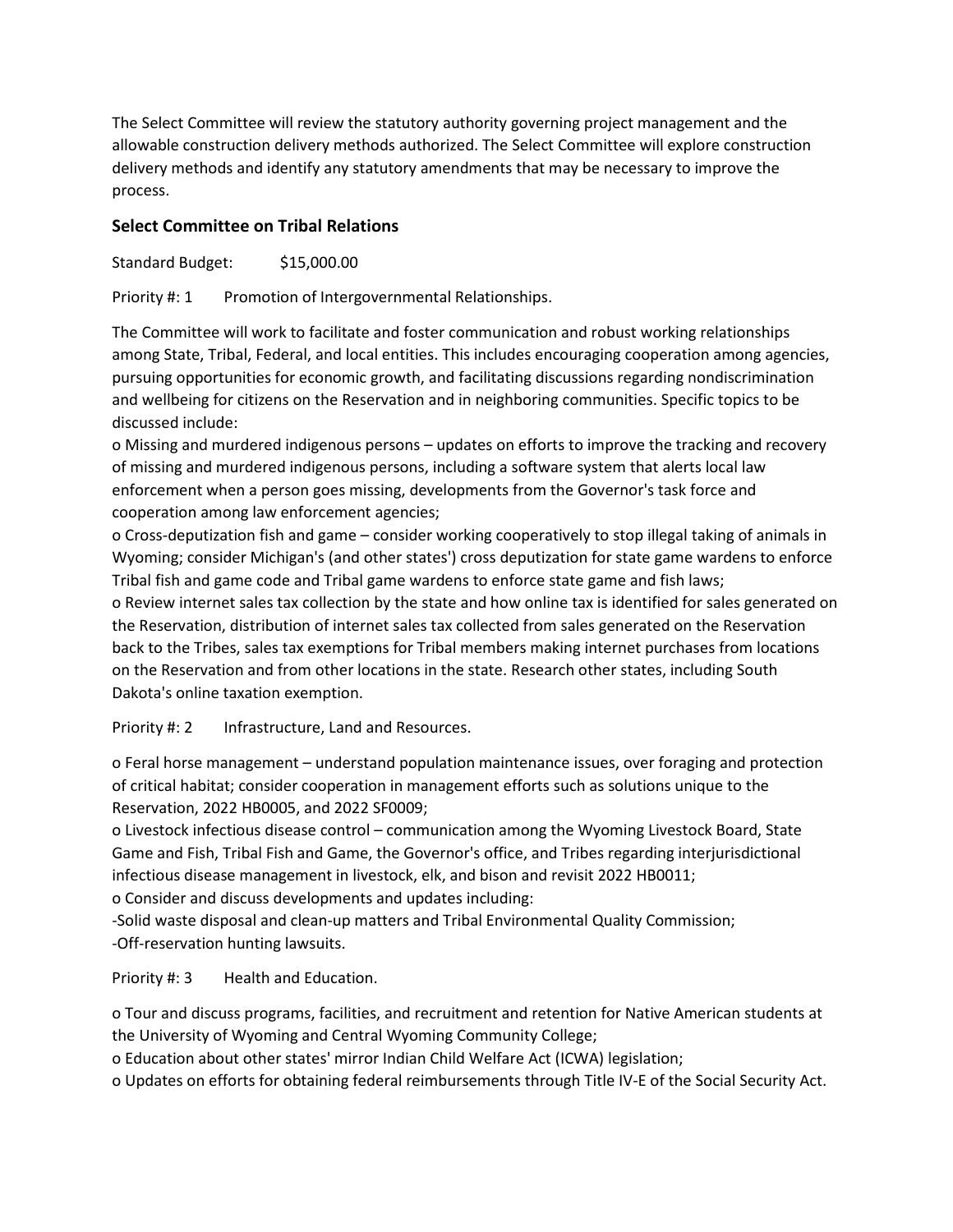The Select Committee will review the statutory authority governing project management and the allowable construction delivery methods authorized. The Select Committee will explore construction delivery methods and identify any statutory amendments that may be necessary to improve the process.

### Select Committee on Tribal Relations

Standard Budget: $15,000.00

Priority #: 1 Promotion of Intergovernmental Relationships.

The Committee will work to facilitate and foster communication and robust working relationships among State, Tribal, Federal, and local entities. This includes encouraging cooperation among agencies, pursuing opportunities for economic growth, and facilitating discussions regarding nondiscrimination and wellbeing for citizens on the Reservation and in neighboring communities. Specific topics to be discussed include:

- Missing and murdered indigenous persons – updates on efforts to improve the tracking and recovery of missing and murdered indigenous persons, including a software system that alerts local law enforcement when a person goes missing, developments from the Governor's task force and cooperation among law enforcement agencies;
- Cross-deputization fish and game – consider working cooperatively to stop illegal taking of animals in Wyoming; consider Michigan's (and other states') cross deputization for state game wardens to enforce Tribal fish and game code and Tribal game wardens to enforce state game and fish laws;
- Review internet sales tax collection by the state and how online tax is identified for sales generated on the Reservation, distribution of internet sales tax collected from sales generated on the Reservation back to the Tribes, sales tax exemptions for Tribal members making internet purchases from locations on the Reservation and from other locations in the state. Research other states, including South Dakota's online taxation exemption.

Priority #: 2 Infrastructure, Land and Resources.

- Feral horse management – understand population maintenance issues, over foraging and protection of critical habitat; consider cooperation in management efforts such as solutions unique to the Reservation, 2022 HB0005, and 2022 SF0009;
- Livestock infectious disease control – communication among the Wyoming Livestock Board, State Game and Fish, Tribal Fish and Game, the Governor's office, and Tribes regarding interjurisdictional infectious disease management in livestock, elk, and bison and revisit 2022 HB0011;
- Consider and discuss developments and updates including:
  - Solid waste disposal and clean-up matters and Tribal Environmental Quality Commission;
  - Off-reservation hunting lawsuits.

Priority #: 3 Health and Education.

- Tour and discuss programs, facilities, and recruitment and retention for Native American students at the University of Wyoming and Central Wyoming Community College;
- Education about other states' mirror Indian Child Welfare Act (ICWA) legislation;
- Updates on efforts for obtaining federal reimbursements through Title IV-E of the Social Security Act.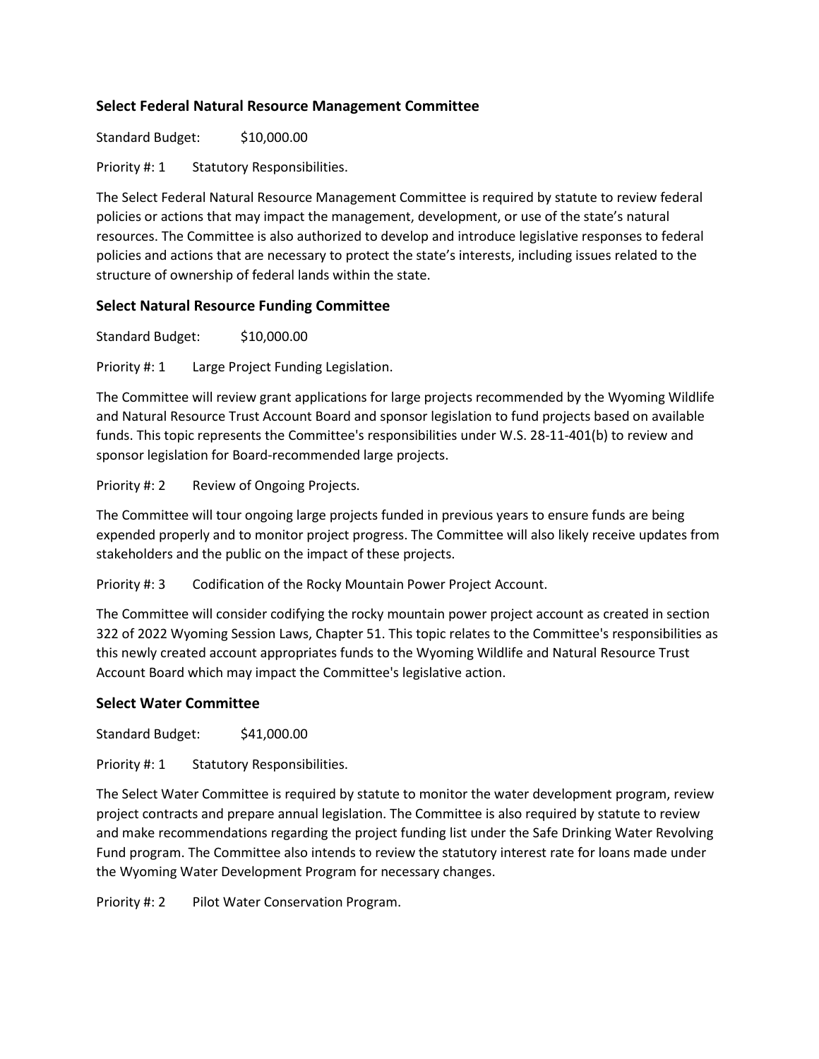### Select Federal Natural Resource Management Committee

Standard Budget: $10,000.00

Priority #: 1 Statutory Responsibilities.

The Select Federal Natural Resource Management Committee is required by statute to review federal policies or actions that may impact the management, development, or use of the state's natural resources. The Committee is also authorized to develop and introduce legislative responses to federal policies and actions that are necessary to protect the state's interests, including issues related to the structure of ownership of federal lands within the state.

### Select Natural Resource Funding Committee

Standard Budget: $10,000.00

Priority #: 1 Large Project Funding Legislation.

The Committee will review grant applications for large projects recommended by the Wyoming Wildlife and Natural Resource Trust Account Board and sponsor legislation to fund projects based on available funds. This topic represents the Committee's responsibilities under W.S. 28-11-401(b) to review and sponsor legislation for Board-recommended large projects.

Priority #: 2 Review of Ongoing Projects.

The Committee will tour ongoing large projects funded in previous years to ensure funds are being expended properly and to monitor project progress. The Committee will also likely receive updates from stakeholders and the public on the impact of these projects.

Priority #: 3 Codification of the Rocky Mountain Power Project Account.

The Committee will consider codifying the rocky mountain power project account as created in section 322 of 2022 Wyoming Session Laws, Chapter 51. This topic relates to the Committee's responsibilities as this newly created account appropriates funds to the Wyoming Wildlife and Natural Resource Trust Account Board which may impact the Committee's legislative action.

### Select Water Committee

Standard Budget: $41,000.00

Priority #: 1 Statutory Responsibilities.

The Select Water Committee is required by statute to monitor the water development program, review project contracts and prepare annual legislation. The Committee is also required by statute to review and make recommendations regarding the project funding list under the Safe Drinking Water Revolving Fund program. The Committee also intends to review the statutory interest rate for loans made under the Wyoming Water Development Program for necessary changes.

Priority #: 2 Pilot Water Conservation Program.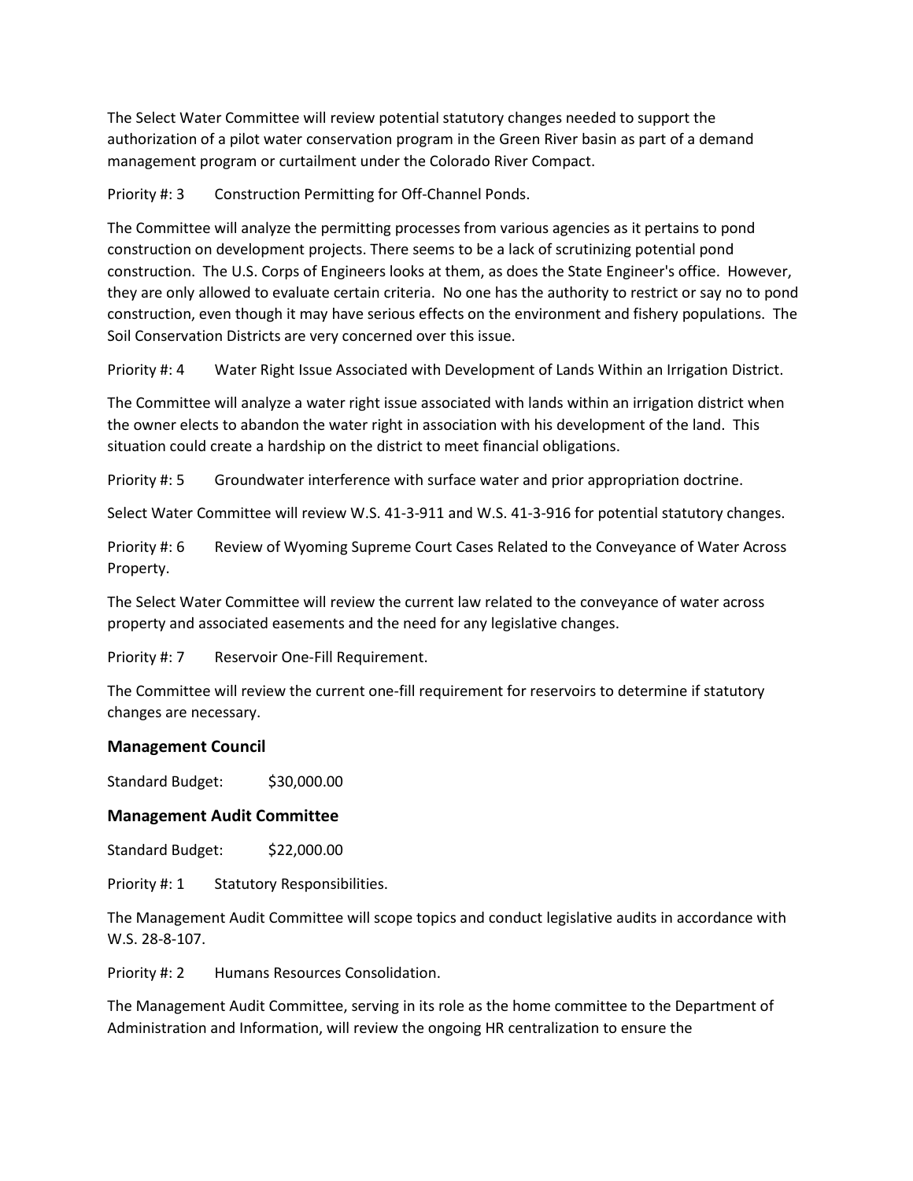The Select Water Committee will review potential statutory changes needed to support the authorization of a pilot water conservation program in the Green River basin as part of a demand management program or curtailment under the Colorado River Compact.

Priority #: 3 Construction Permitting for Off-Channel Ponds.

The Committee will analyze the permitting processes from various agencies as it pertains to pond construction on development projects. There seems to be a lack of scrutinizing potential pond construction. The U.S. Corps of Engineers looks at them, as does the State Engineer's office. However, they are only allowed to evaluate certain criteria. No one has the authority to restrict or say no to pond construction, even though it may have serious effects on the environment and fishery populations. The Soil Conservation Districts are very concerned over this issue.

Priority #: 4 Water Right Issue Associated with Development of Lands Within an Irrigation District.

The Committee will analyze a water right issue associated with lands within an irrigation district when the owner elects to abandon the water right in association with his development of the land. This situation could create a hardship on the district to meet financial obligations.

Priority #: 5 Groundwater interference with surface water and prior appropriation doctrine.

Select Water Committee will review W.S. 41-3-911 and W.S. 41-3-916 for potential statutory changes.

Priority #: 6 Review of Wyoming Supreme Court Cases Related to the Conveyance of Water Across Property.

The Select Water Committee will review the current law related to the conveyance of water across property and associated easements and the need for any legislative changes.

Priority #: 7 Reservoir One-Fill Requirement.

The Committee will review the current one-fill requirement for reservoirs to determine if statutory changes are necessary.

### Management Council

Standard Budget: $30,000.00

### Management Audit Committee

Standard Budget: $22,000.00

Priority #: 1 Statutory Responsibilities.

The Management Audit Committee will scope topics and conduct legislative audits in accordance with W.S. 28-8-107.

Priority #: 2 Humans Resources Consolidation.

The Management Audit Committee, serving in its role as the home committee to the Department of Administration and Information, will review the ongoing HR centralization to ensure the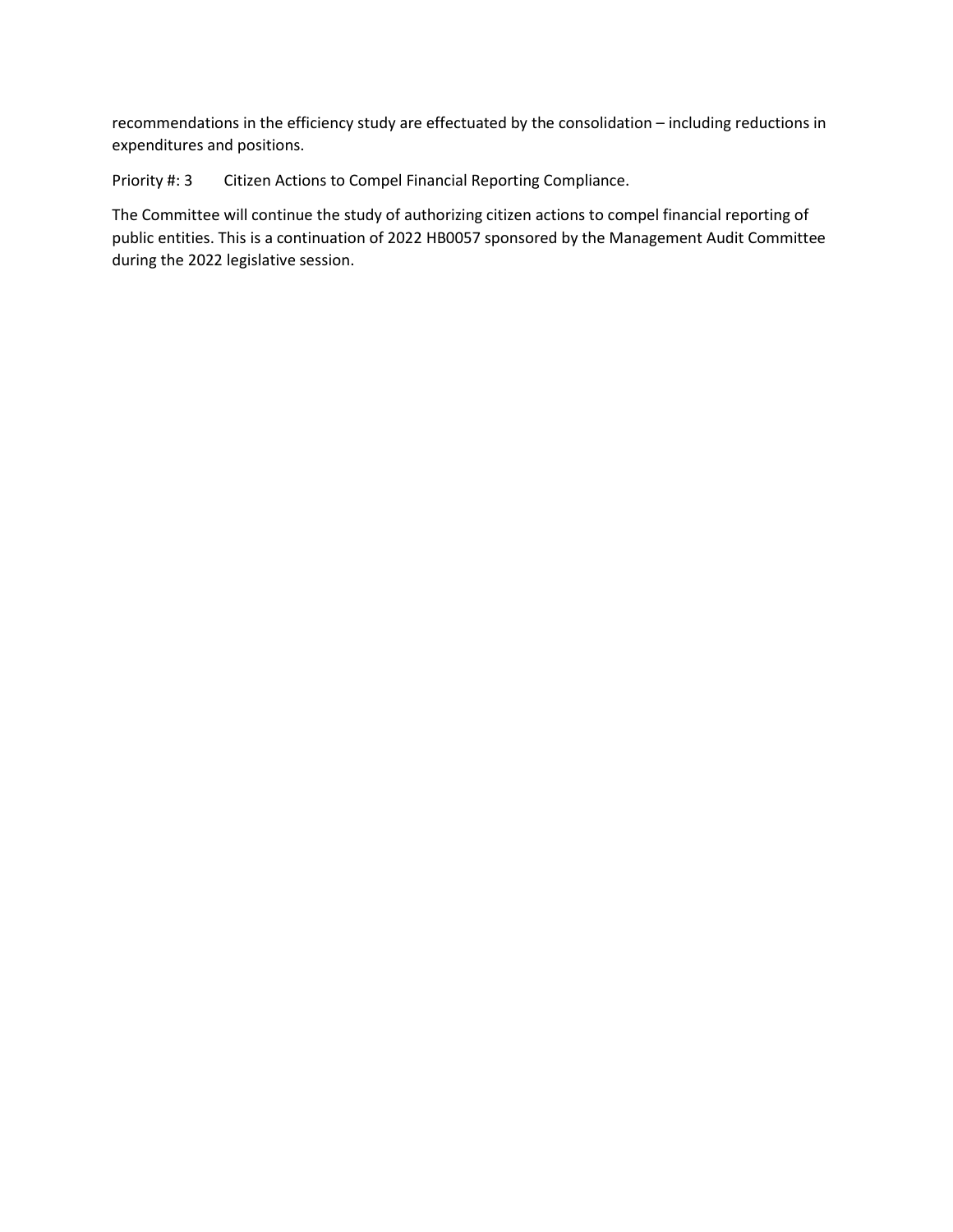recommendations in the efficiency study are effectuated by the consolidation – including reductions in expenditures and positions.

Priority #: 3 Citizen Actions to Compel Financial Reporting Compliance.

The Committee will continue the study of authorizing citizen actions to compel financial reporting of public entities. This is a continuation of 2022 HB0057 sponsored by the Management Audit Committee during the 2022 legislative session.